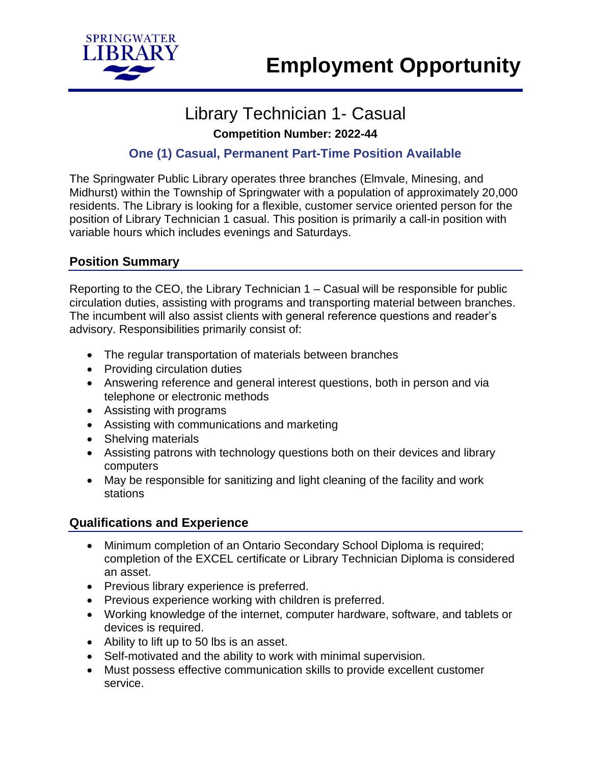SPRINGWATER LIBRARY

# Employment Opportunity

## Library Technician 1- Casual

**Competition Number: 2022-44**

**One (1) Casual, Permanent Part-Time Position Available**

The Springwater Public Library operates three branches (Elmvale, Minesing, and Midhurst) within the Township of Springwater with a population of approximately 20,000 residents. The Library is looking for a flexible, customer service oriented person for the position of Library Technician 1 casual. This position is primarily a call-in position with variable hours which includes evenings and Saturdays.

### Position Summary

Reporting to the CEO, the Library Technician 1 – Casual will be responsible for public circulation duties, assisting with programs and transporting material between branches. The incumbent will also assist clients with general reference questions and reader's advisory. Responsibilities primarily consist of:

- The regular transportation of materials between branches
- Providing circulation duties
- Answering reference and general interest questions, both in person and via telephone or electronic methods
- Assisting with programs
- Assisting with communications and marketing
- Shelving materials
- Assisting patrons with technology questions both on their devices and library computers
- May be responsible for sanitizing and light cleaning of the facility and work stations

### Qualifications and Experience

- Minimum completion of an Ontario Secondary School Diploma is required; completion of the EXCEL certificate or Library Technician Diploma is considered an asset.
- Previous library experience is preferred.
- Previous experience working with children is preferred.
- Working knowledge of the internet, computer hardware, software, and tablets or devices is required.
- Ability to lift up to 50 lbs is an asset.
- Self-motivated and the ability to work with minimal supervision.
- Must possess effective communication skills to provide excellent customer service.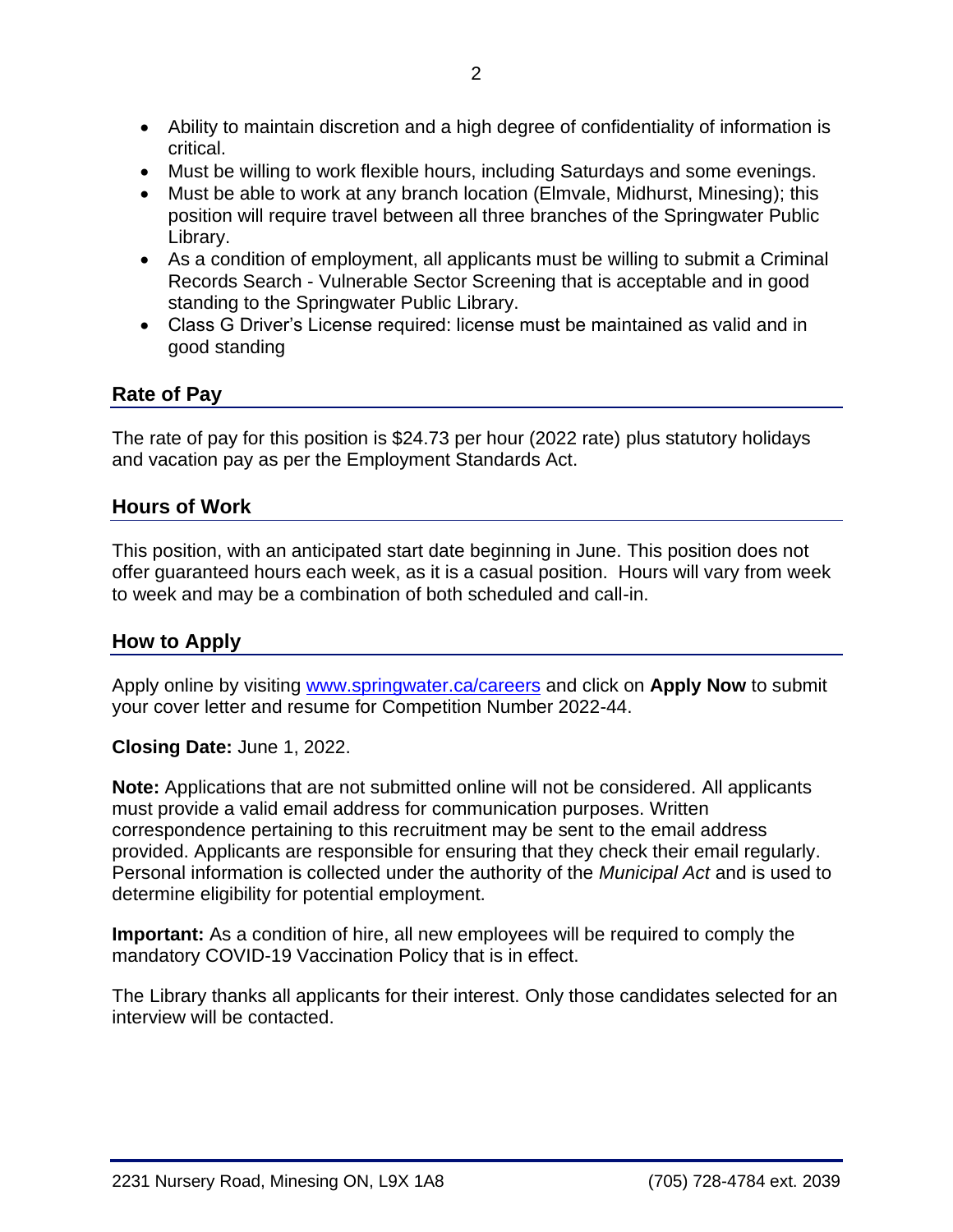- Ability to maintain discretion and a high degree of confidentiality of information is critical.
- Must be willing to work flexible hours, including Saturdays and some evenings.
- Must be able to work at any branch location (Elmvale, Midhurst, Minesing); this position will require travel between all three branches of the Springwater Public Library.
- As a condition of employment, all applicants must be willing to submit a Criminal Records Search - Vulnerable Sector Screening that is acceptable and in good standing to the Springwater Public Library.
- Class G Driver's License required: license must be maintained as valid and in good standing

## Rate of Pay

The rate of pay for this position is $24.73 per hour (2022 rate) plus statutory holidays and vacation pay as per the Employment Standards Act.

## Hours of Work

This position, with an anticipated start date beginning in June. This position does not offer guaranteed hours each week, as it is a casual position. Hours will vary from week to week and may be a combination of both scheduled and call-in.

## How to Apply

Apply online by visiting [www.springwater.ca/careers](http://www.springwater.ca/careers) and click on **Apply Now** to submit your cover letter and resume for Competition Number 2022-44.

**Closing Date:** June 1, 2022.

**Note:** Applications that are not submitted online will not be considered. All applicants must provide a valid email address for communication purposes. Written correspondence pertaining to this recruitment may be sent to the email address provided. Applicants are responsible for ensuring that they check their email regularly. Personal information is collected under the authority of the *Municipal Act* and is used to determine eligibility for potential employment.

**Important:** As a condition of hire, all new employees will be required to comply the mandatory COVID-19 Vaccination Policy that is in effect.

The Library thanks all applicants for their interest. Only those candidates selected for an interview will be contacted.

2231 Nursery Road, Minesing ON, L9X 1A8 (705) 728-4784 ext. 2039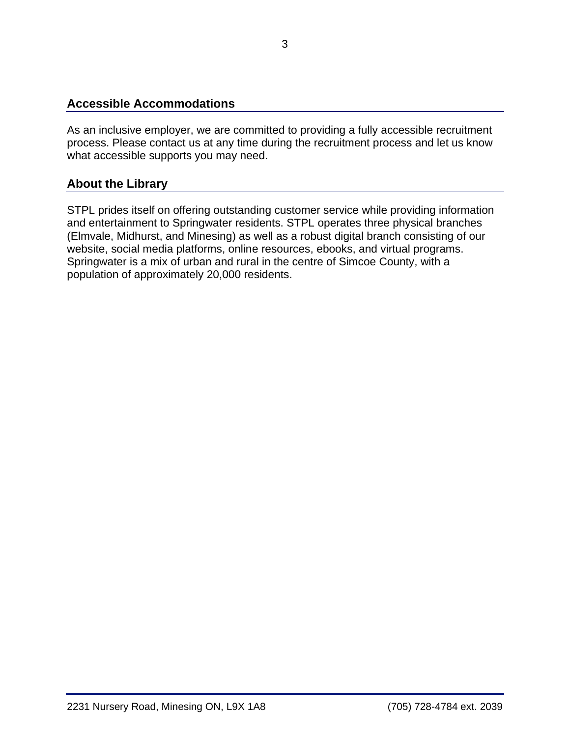## Accessible Accommodations

As an inclusive employer, we are committed to providing a fully accessible recruitment process. Please contact us at any time during the recruitment process and let us know what accessible supports you may need.

## About the Library

STPL prides itself on offering outstanding customer service while providing information and entertainment to Springwater residents. STPL operates three physical branches (Elmvale, Midhurst, and Minesing) as well as a robust digital branch consisting of our website, social media platforms, online resources, ebooks, and virtual programs. Springwater is a mix of urban and rural in the centre of Simcoe County, with a population of approximately 20,000 residents.